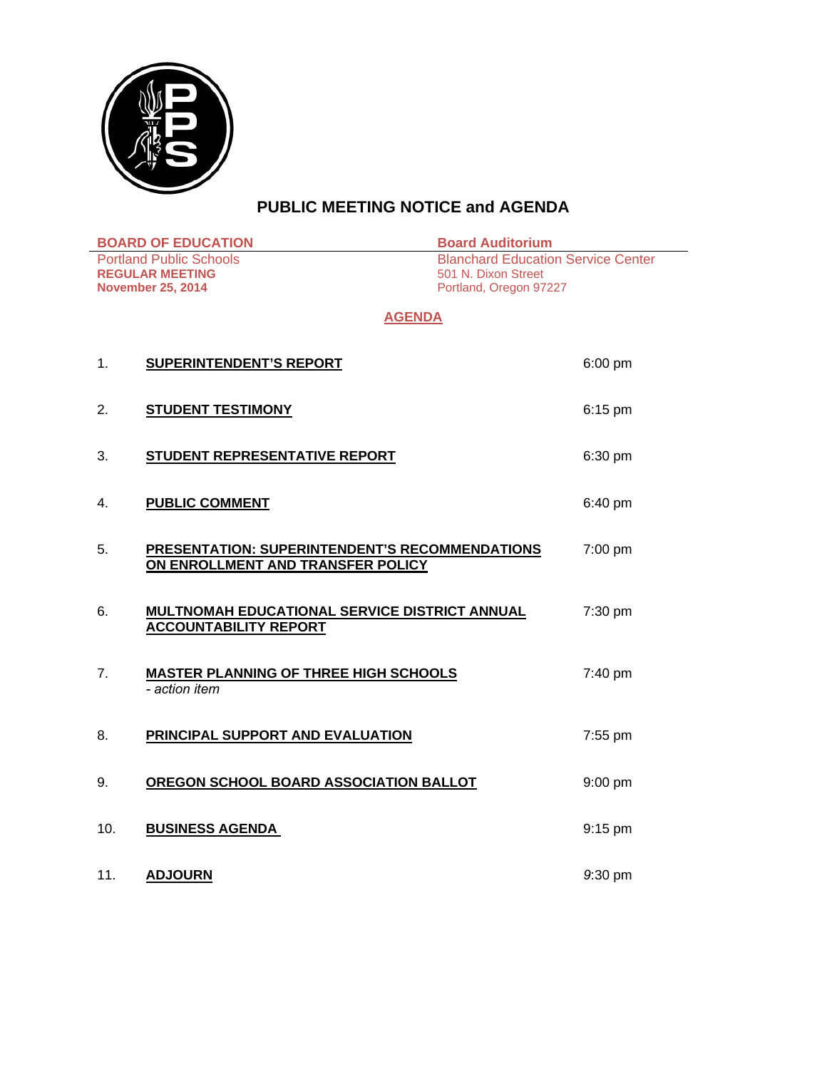# PUBLIC MEETING NOTICE and AGENDA

| **BOARD OF EDUCATION** | **Board Auditorium** |
|---|---|
| Portland Public Schools | Blanchard Education Service Center |
| **REGULAR MEETING** | 501 N. Dixon Street |
| **November 25, 2014** | Portland, Oregon 97227 |

## AGENDA

| | | |
|---|---|---|
| 1. | **SUPERINTENDENT'S REPORT** | 6:00 pm |
| 2. | **STUDENT TESTIMONY** | 6:15 pm |
| 3. | **STUDENT REPRESENTATIVE REPORT** | 6:30 pm |
| 4. | **PUBLIC COMMENT** | 6:40 pm |
| 5. | **PRESENTATION: SUPERINTENDENT'S RECOMMENDATIONS ON ENROLLMENT AND TRANSFER POLICY** | 7:00 pm |
| 6. | **MULTNOMAH EDUCATIONAL SERVICE DISTRICT ANNUAL ACCOUNTABILITY REPORT** | 7:30 pm |
| 7. | **MASTER PLANNING OF THREE HIGH SCHOOLS** *- action item* | 7:40 pm |
| 8. | **PRINCIPAL SUPPORT AND EVALUATION** | 7:55 pm |
| 9. | **OREGON SCHOOL BOARD ASSOCIATION BALLOT** | 9:00 pm |
| 10. | **BUSINESS AGENDA** | 9:15 pm |
| 11. | **ADJOURN** | 9:30 pm |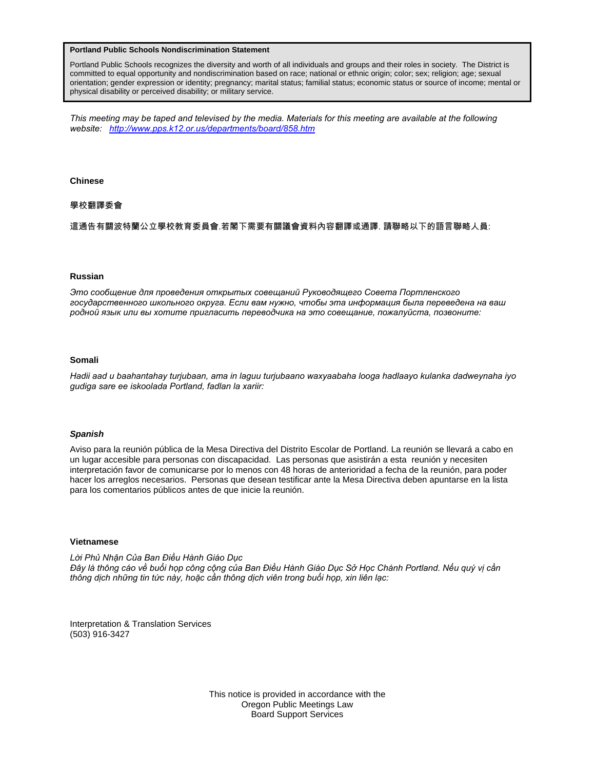**Portland Public Schools Nondiscrimination Statement**

Portland Public Schools recognizes the diversity and worth of all individuals and groups and their roles in society. The District is committed to equal opportunity and nondiscrimination based on race; national or ethnic origin; color; sex; religion; age; sexual orientation; gender expression or identity; pregnancy; marital status; familial status; economic status or source of income; mental or physical disability or perceived disability; or military service.

*This meeting may be taped and televised by the media. Materials for this meeting are available at the following website: http://www.pps.k12.or.us/departments/board/858.htm*

**Chinese**

學校翻譯委會

這通告有關波特蘭公立學校教育委員會.若閣下需要有關議會資料內容翻譯或通譯. 請聯略以下的語言聯略人員:

**Russian**

*Это сообщение для проведения открытых совещаний Руководящего Совета Портленского государственного школьного округа. Если вам нужно, чтобы эта информация была переведена на ваш родной язык или вы хотите пригласить переводчика на это совещание, пожалуйста, позвоните:*

**Somali**

*Hadii aad u baahantahay turjubaan, ama in laguu turjubaano waxyaabaha looga hadlaayo kulanka dadweynaha iyo gudiga sare ee iskoolada Portland, fadlan la xariir:*

***Spanish***

Aviso para la reunión pública de la Mesa Directiva del Distrito Escolar de Portland. La reunión se llevará a cabo en un lugar accesible para personas con discapacidad. Las personas que asistirán a esta reunión y necesiten interpretación favor de comunicarse por lo menos con 48 horas de anterioridad a fecha de la reunión, para poder hacer los arreglos necesarios. Personas que desean testificar ante la Mesa Directiva deben apuntarse en la lista para los comentarios públicos antes de que inicie la reunión.

**Vietnamese**

*Lời Phủ Nhận Của Ban Điều Hành Giáo Dục*
*Đây là thông cáo về buổi họp công cộng của Ban Điều Hành Giáo Dục Sở Học Chánh Portland. Nếu quý vị cần thông dịch những tin tức này, hoặc cần thông dịch viên trong buổi họp, xin liên lạc:*

Interpretation & Translation Services
(503) 916-3427

This notice is provided in accordance with the
Oregon Public Meetings Law
Board Support Services